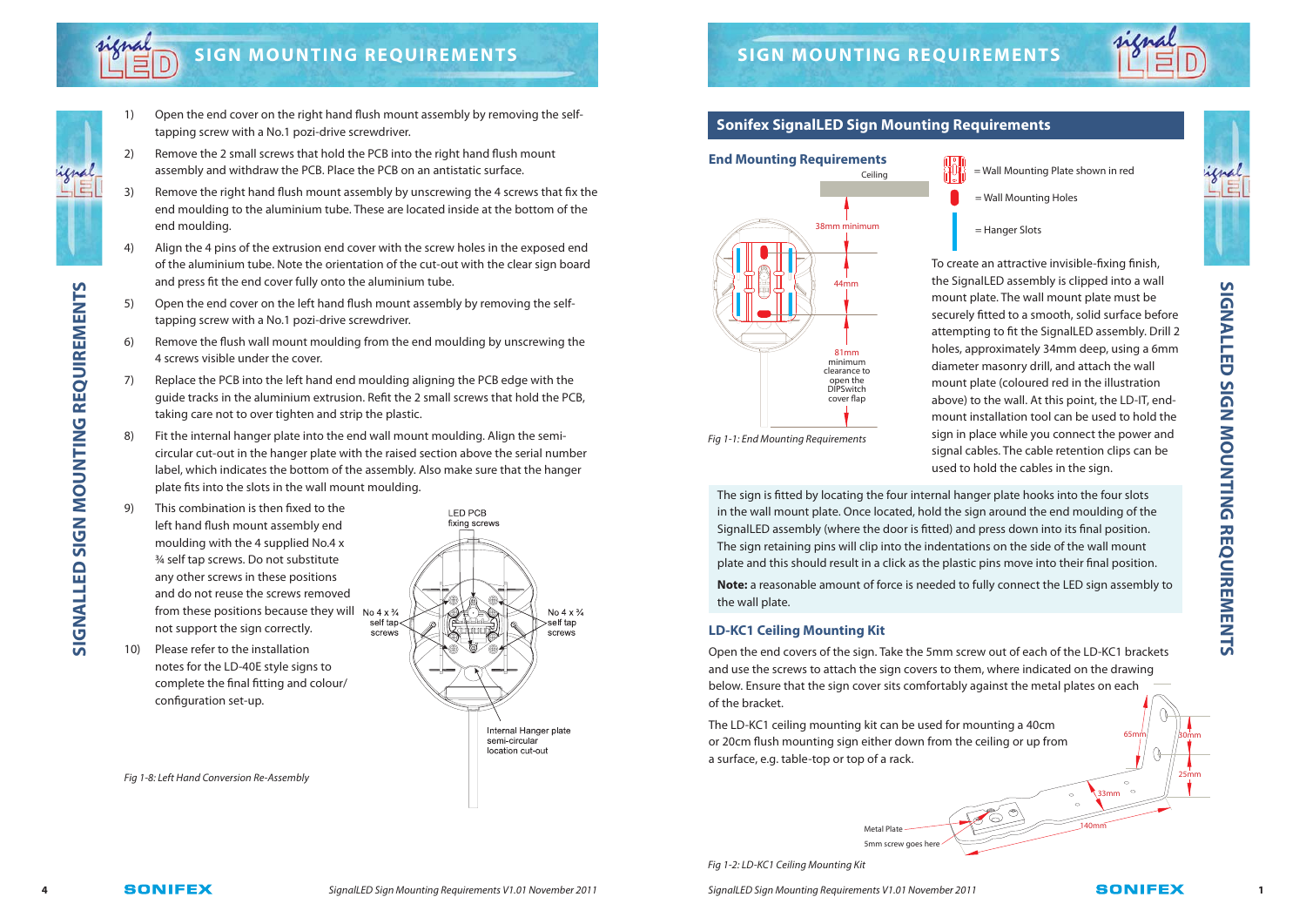# SIGN MOUNTING REQUIREMENTS

1) Open the end cover on the right hand flush mount assembly by removing the self-tapping screw with a No.1 pozi-drive screwdriver.
2) Remove the 2 small screws that hold the PCB into the right hand flush mount assembly and withdraw the PCB. Place the PCB on an antistatic surface.
3) Remove the right hand flush mount assembly by unscrewing the 4 screws that fix the end moulding to the aluminium tube. These are located inside at the bottom of the end moulding.
4) Align the 4 pins of the extrusion end cover with the screw holes in the exposed end of the aluminium tube. Note the orientation of the cut-out with the clear sign board and press fit the end cover fully onto the aluminium tube.
5) Open the end cover on the left hand flush mount assembly by removing the self-tapping screw with a No.1 pozi-drive screwdriver.
6) Remove the flush wall mount moulding from the end moulding by unscrewing the 4 screws visible under the cover.
7) Replace the PCB into the left hand end moulding aligning the PCB edge with the guide tracks in the aluminium extrusion. Refit the 2 small screws that hold the PCB, taking care not to over tighten and strip the plastic.
8) Fit the internal hanger plate into the end wall mount moulding. Align the semi-circular cut-out in the hanger plate with the raised section above the serial number label, which indicates the bottom of the assembly. Also make sure that the hanger plate fits into the slots in the wall mount moulding.
9) This combination is then fixed to the left hand flush mount assembly end moulding with the 4 supplied No.4 x ¾ self tap screws. Do not substitute any other screws in these positions and do not reuse the screws removed from these positions because they will not support the sign correctly.
10) Please refer to the installation notes for the LD-40E style signs to complete the final fitting and colour/configuration set-up.

LED PCB fixing screws

No 4 x ¾ self tap screws

No 4 x ¾ self tap screws

Internal Hanger plate semi-circular location cut-out

*Fig 1-8: Left Hand Conversion Re-Assembly*

# SIGN MOUNTING REQUIREMENTS

## Sonifex SignalLED Sign Mounting Requirements

### End Mounting Requirements

Ceiling

38mm minimum

44mm

81mm minimum clearance to open the DIPSwitch cover flap

*Fig 1-1: End Mounting Requirements*

= Wall Mounting Plate shown in red

= Wall Mounting Holes

= Hanger Slots

To create an attractive invisible-fixing finish, the SignalLED assembly is clipped into a wall mount plate. The wall mount plate must be securely fitted to a smooth, solid surface before attempting to fit the SignalLED assembly. Drill 2 holes, approximately 34mm deep, using a 6mm diameter masonry drill, and attach the wall mount plate (coloured red in the illustration above) to the wall. At this point, the LD-IT, end-mount installation tool can be used to hold the sign in place while you connect the power and signal cables. The cable retention clips can be used to hold the cables in the sign.

The sign is fitted by locating the four internal hanger plate hooks into the four slots in the wall mount plate. Once located, hold the sign around the end moulding of the SignalLED assembly (where the door is fitted) and press down into its final position. The sign retaining pins will clip into the indentations on the side of the wall mount plate and this should result in a click as the plastic pins move into their final position.

**Note:** a reasonable amount of force is needed to fully connect the LED sign assembly to the wall plate.

### LD-KC1 Ceiling Mounting Kit

Open the end covers of the sign. Take the 5mm screw out of each of the LD-KC1 brackets and use the screws to attach the sign covers to them, where indicated on the drawing below. Ensure that the sign cover sits comfortably against the metal plates on each of the bracket.

The LD-KC1 ceiling mounting kit can be used for mounting a 40cm or 20cm flush mounting sign either down from the ceiling or up from a surface, e.g. table-top or top of a rack.

65mm

30mm

25mm

33mm

140mm

Metal Plate

5mm screw goes here

*Fig 1-2: LD-KC1 Ceiling Mounting Kit*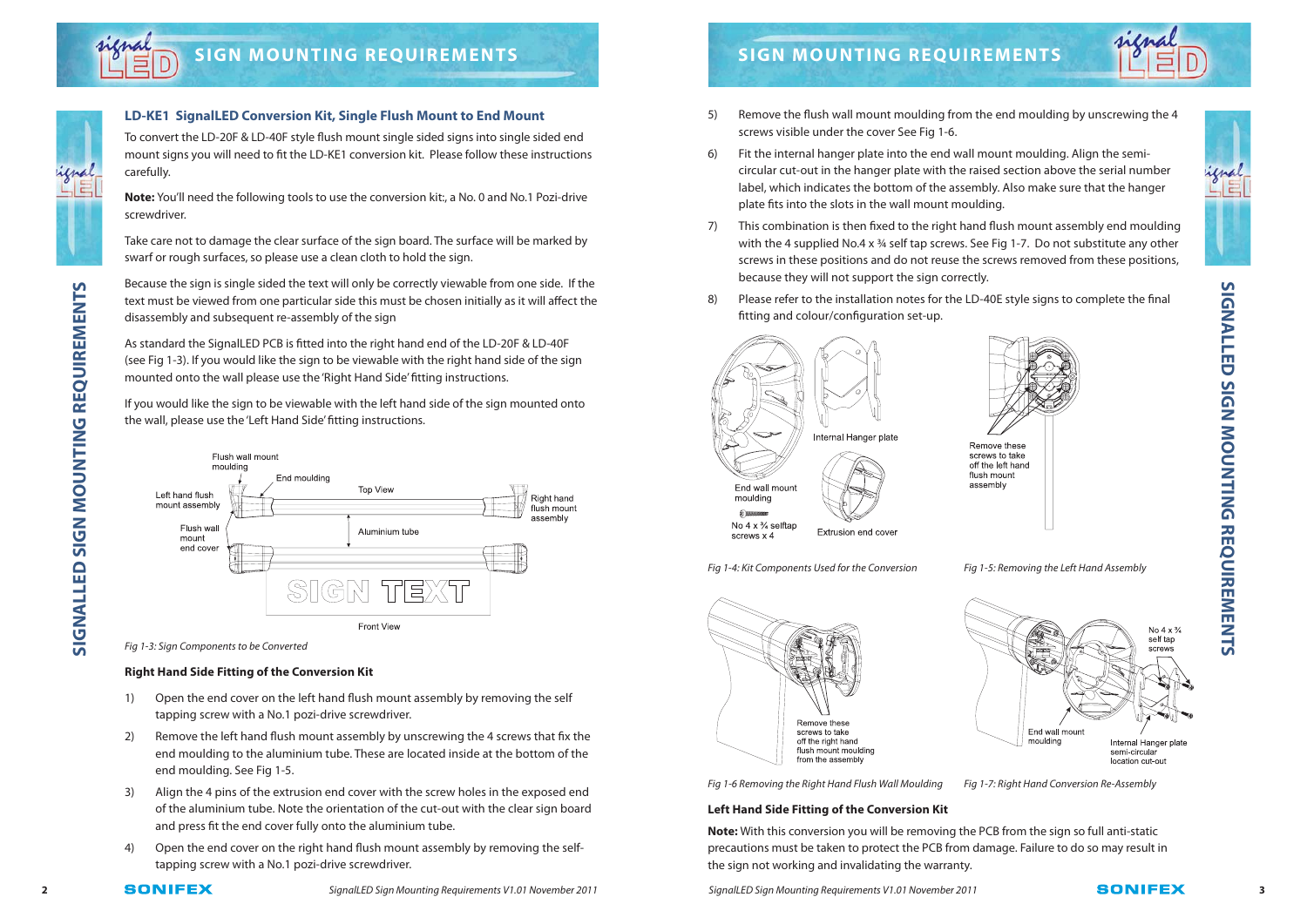## LD-KE1 SignalLED Conversion Kit, Single Flush Mount to End Mount

To convert the LD-20F & LD-40F style flush mount single sided signs into single sided end mount signs you will need to fit the LD-KE1 conversion kit. Please follow these instructions carefully.

**Note:** You'll need the following tools to use the conversion kit:, a No. 0 and No.1 Pozi-drive screwdriver.

Take care not to damage the clear surface of the sign board. The surface will be marked by swarf or rough surfaces, so please use a clean cloth to hold the sign.

Because the sign is single sided the text will only be correctly viewable from one side. If the text must be viewed from one particular side this must be chosen initially as it will affect the disassembly and subsequent re-assembly of the sign

As standard the SignalLED PCB is fitted into the right hand end of the LD-20F & LD-40F (see Fig 1-3). If you would like the sign to be viewable with the right hand side of the sign mounted onto the wall please use the 'Right Hand Side' fitting instructions.

If you would like the sign to be viewable with the left hand side of the sign mounted onto the wall, please use the 'Left Hand Side' fitting instructions.

Flush wall mount moulding
End moulding
Top View
Left hand flush mount assembly
Right hand flush mount assembly
Flush wall mount end cover
Aluminium tube
SIGN TEXT
Front View

*Fig 1-3: Sign Components to be Converted*

### Right Hand Side Fitting of the Conversion Kit

1) Open the end cover on the left hand flush mount assembly by removing the self tapping screw with a No.1 pozi-drive screwdriver.
2) Remove the left hand flush mount assembly by unscrewing the 4 screws that fix the end moulding to the aluminium tube. These are located inside at the bottom of the end moulding. See Fig 1-5.
3) Align the 4 pins of the extrusion end cover with the screw holes in the exposed end of the aluminium tube. Note the orientation of the cut-out with the clear sign board and press fit the end cover fully onto the aluminium tube.
4) Open the end cover on the right hand flush mount assembly by removing the self-tapping screw with a No.1 pozi-drive screwdriver.
5) Remove the flush wall mount moulding from the end moulding by unscrewing the 4 screws visible under the cover See Fig 1-6.
6) Fit the internal hanger plate into the end wall mount moulding. Align the semi-circular cut-out in the hanger plate with the raised section above the serial number label, which indicates the bottom of the assembly. Also make sure that the hanger plate fits into the slots in the wall mount moulding.
7) This combination is then fixed to the right hand flush mount assembly end moulding with the 4 supplied No.4 x ¾ self tap screws. See Fig 1-7. Do not substitute any other screws in these positions and do not reuse the screws removed from these positions, because they will not support the sign correctly.
8) Please refer to the installation notes for the LD-40E style signs to complete the final fitting and colour/configuration set-up.

Internal Hanger plate
End wall mount moulding
No 4 x ¾ selftap screws x 4
Extrusion end cover

*Fig 1-4: Kit Components Used for the Conversion*

Remove these screws to take off the left hand flush mount assembly

*Fig 1-5: Removing the Left Hand Assembly*

Remove these screws to take off the right hand flush mount moulding from the assembly

*Fig 1-6 Removing the Right Hand Flush Wall Moulding*

No 4 x ¾ self tap screws
End wall mount moulding
Internal Hanger plate semi-circular location cut-out

*Fig 1-7: Right Hand Conversion Re-Assembly*

### Left Hand Side Fitting of the Conversion Kit

**Note:** With this conversion you will be removing the PCB from the sign so full anti-static precautions must be taken to protect the PCB from damage. Failure to do so may result in the sign not working and invalidating the warranty.